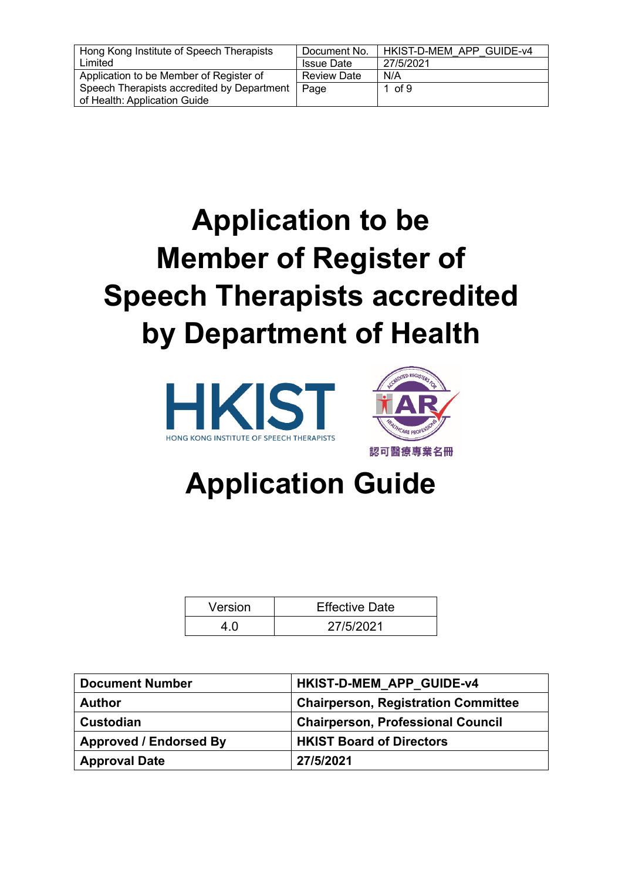| Hong Kong Institute of Speech Therapists Limited | Document No. | HKIST-D-MEM_APP_GUIDE-v4 |
|---|---|---|
| | Issue Date | 27/5/2021 |
| Application to be Member of Register of Speech Therapists accredited by Department of Health: Application Guide | Review Date | N/A |
| | Page | 1 of 9 |

# Application to be Member of Register of Speech Therapists accredited by Department of Health

HKIST
HONG KONG INSTITUTE OF SPEECH THERAPISTS

AR
ACCREDITED REGISTERS FOR HEALTHCARE PROFESSIONS
認可醫療專業名冊

# Application Guide

| Version | Effective Date |
|---|---|
| 4.0 | 27/5/2021 |

| **Document Number** | **HKIST-D-MEM_APP_GUIDE-v4** |
|---|---|
| **Author** | **Chairperson, Registration Committee** |
| **Custodian** | **Chairperson, Professional Council** |
| **Approved / Endorsed By** | **HKIST Board of Directors** |
| **Approval Date** | **27/5/2021** |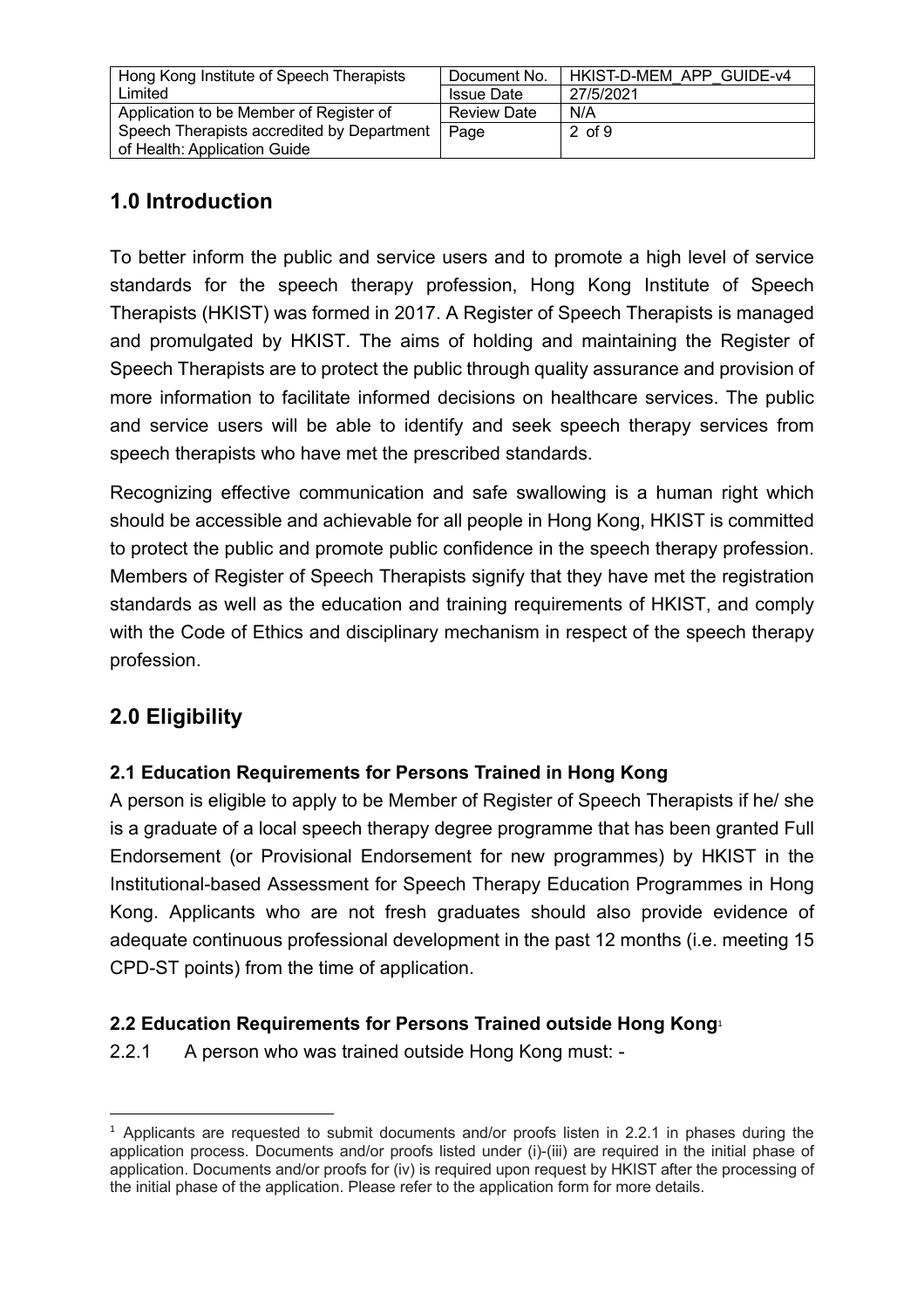## 1.0 Introduction

To better inform the public and service users and to promote a high level of service standards for the speech therapy profession, Hong Kong Institute of Speech Therapists (HKIST) was formed in 2017. A Register of Speech Therapists is managed and promulgated by HKIST. The aims of holding and maintaining the Register of Speech Therapists are to protect the public through quality assurance and provision of more information to facilitate informed decisions on healthcare services. The public and service users will be able to identify and seek speech therapy services from speech therapists who have met the prescribed standards.

Recognizing effective communication and safe swallowing is a human right which should be accessible and achievable for all people in Hong Kong, HKIST is committed to protect the public and promote public confidence in the speech therapy profession. Members of Register of Speech Therapists signify that they have met the registration standards as well as the education and training requirements of HKIST, and comply with the Code of Ethics and disciplinary mechanism in respect of the speech therapy profession.

## 2.0 Eligibility

### 2.1 Education Requirements for Persons Trained in Hong Kong

A person is eligible to apply to be Member of Register of Speech Therapists if he/ she is a graduate of a local speech therapy degree programme that has been granted Full Endorsement (or Provisional Endorsement for new programmes) by HKIST in the Institutional-based Assessment for Speech Therapy Education Programmes in Hong Kong. Applicants who are not fresh graduates should also provide evidence of adequate continuous professional development in the past 12 months (i.e. meeting 15 CPD-ST points) from the time of application.

### 2.2 Education Requirements for Persons Trained outside Hong Kong[1]

2.2.1 A person who was trained outside Hong Kong must: -

[1] Applicants are requested to submit documents and/or proofs listen in 2.2.1 in phases during the application process. Documents and/or proofs listed under (i)-(iii) are required in the initial phase of application. Documents and/or proofs for (iv) is required upon request by HKIST after the processing of the initial phase of the application. Please refer to the application form for more details.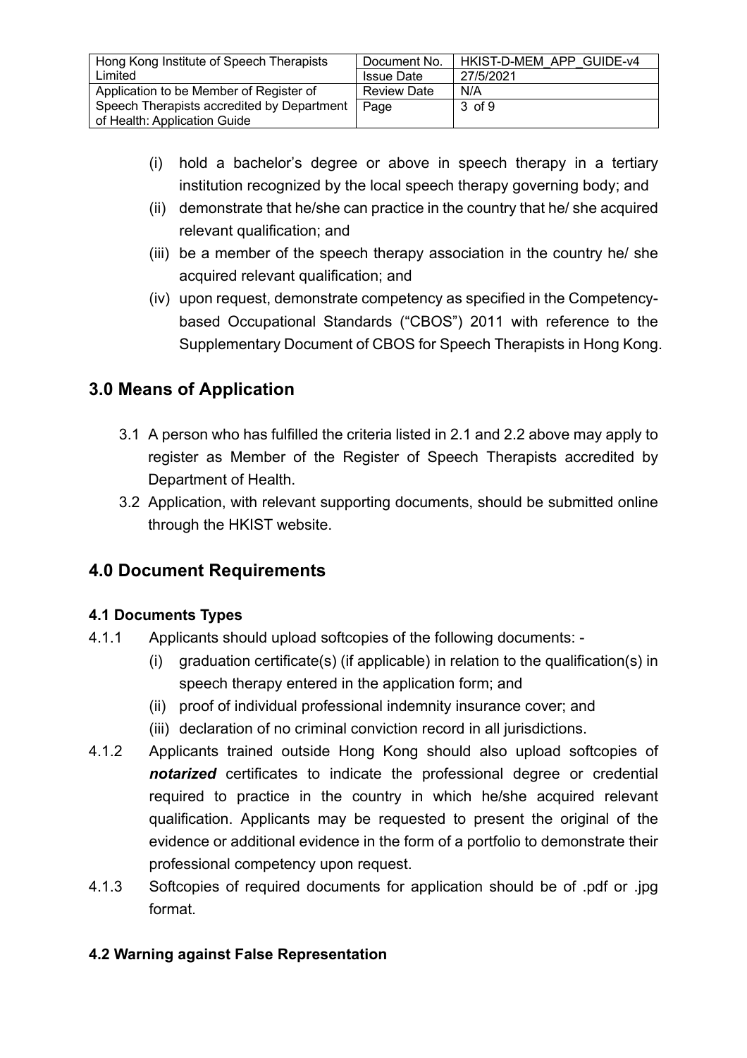(i) hold a bachelor's degree or above in speech therapy in a tertiary institution recognized by the local speech therapy governing body; and
(ii) demonstrate that he/she can practice in the country that he/ she acquired relevant qualification; and
(iii) be a member of the speech therapy association in the country he/ she acquired relevant qualification; and
(iv) upon request, demonstrate competency as specified in the Competency-based Occupational Standards ("CBOS") 2011 with reference to the Supplementary Document of CBOS for Speech Therapists in Hong Kong.

## 3.0 Means of Application

3.1 A person who has fulfilled the criteria listed in 2.1 and 2.2 above may apply to register as Member of the Register of Speech Therapists accredited by Department of Health.

3.2 Application, with relevant supporting documents, should be submitted online through the HKIST website.

## 4.0 Document Requirements

### 4.1 Documents Types

4.1.1 Applicants should upload softcopies of the following documents: -

(i) graduation certificate(s) (if applicable) in relation to the qualification(s) in speech therapy entered in the application form; and
(ii) proof of individual professional indemnity insurance cover; and
(iii) declaration of no criminal conviction record in all jurisdictions.

4.1.2 Applicants trained outside Hong Kong should also upload softcopies of ***notarized*** certificates to indicate the professional degree or credential required to practice in the country in which he/she acquired relevant qualification. Applicants may be requested to present the original of the evidence or additional evidence in the form of a portfolio to demonstrate their professional competency upon request.

4.1.3 Softcopies of required documents for application should be of .pdf or .jpg format.

### 4.2 Warning against False Representation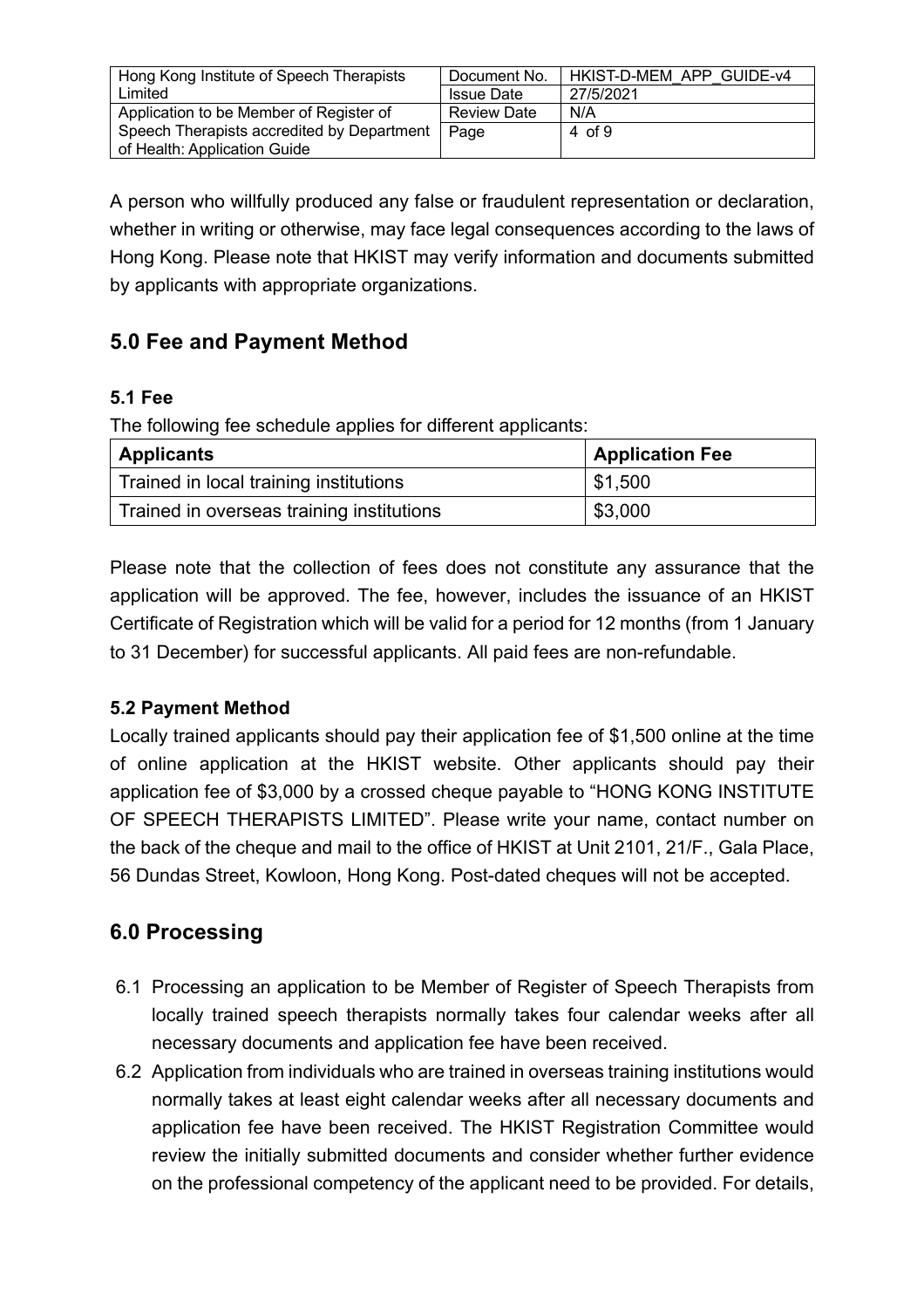A person who willfully produced any false or fraudulent representation or declaration, whether in writing or otherwise, may face legal consequences according to the laws of Hong Kong. Please note that HKIST may verify information and documents submitted by applicants with appropriate organizations.

## 5.0 Fee and Payment Method

### 5.1 Fee

The following fee schedule applies for different applicants:

| Applicants | Application Fee |
| --- | --- |
| Trained in local training institutions | $1,500 |
| Trained in overseas training institutions | $3,000 |

Please note that the collection of fees does not constitute any assurance that the application will be approved. The fee, however, includes the issuance of an HKIST Certificate of Registration which will be valid for a period for 12 months (from 1 January to 31 December) for successful applicants. All paid fees are non-refundable.

### 5.2 Payment Method

Locally trained applicants should pay their application fee of $1,500 online at the time of online application at the HKIST website. Other applicants should pay their application fee of $3,000 by a crossed cheque payable to "HONG KONG INSTITUTE OF SPEECH THERAPISTS LIMITED". Please write your name, contact number on the back of the cheque and mail to the office of HKIST at Unit 2101, 21/F., Gala Place, 56 Dundas Street, Kowloon, Hong Kong. Post-dated cheques will not be accepted.

## 6.0 Processing

6.1 Processing an application to be Member of Register of Speech Therapists from locally trained speech therapists normally takes four calendar weeks after all necessary documents and application fee have been received.

6.2 Application from individuals who are trained in overseas training institutions would normally takes at least eight calendar weeks after all necessary documents and application fee have been received. The HKIST Registration Committee would review the initially submitted documents and consider whether further evidence on the professional competency of the applicant need to be provided. For details,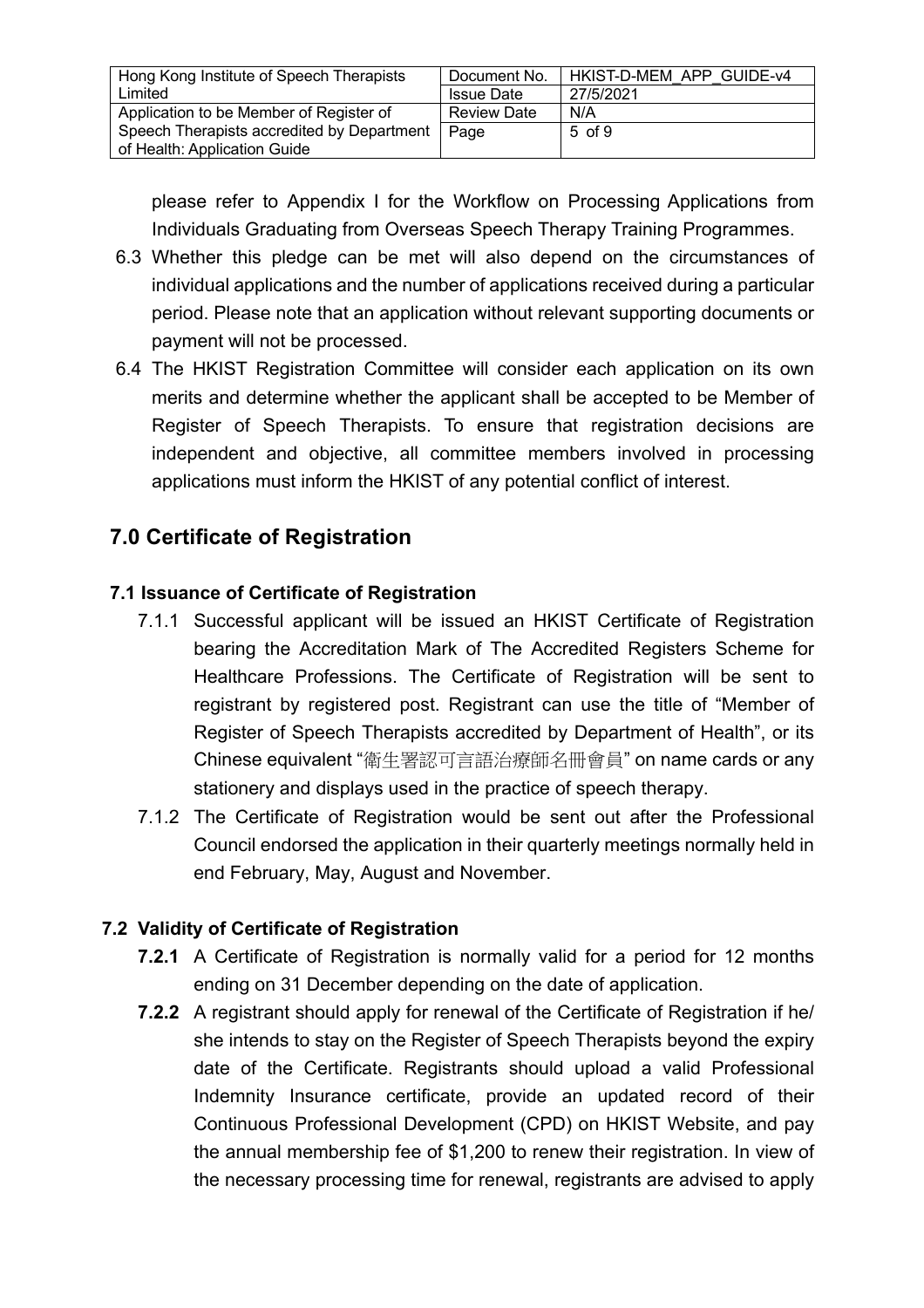please refer to Appendix I for the Workflow on Processing Applications from Individuals Graduating from Overseas Speech Therapy Training Programmes.

6.3 Whether this pledge can be met will also depend on the circumstances of individual applications and the number of applications received during a particular period. Please note that an application without relevant supporting documents or payment will not be processed.

6.4 The HKIST Registration Committee will consider each application on its own merits and determine whether the applicant shall be accepted to be Member of Register of Speech Therapists. To ensure that registration decisions are independent and objective, all committee members involved in processing applications must inform the HKIST of any potential conflict of interest.

## 7.0 Certificate of Registration

### 7.1 Issuance of Certificate of Registration

7.1.1 Successful applicant will be issued an HKIST Certificate of Registration bearing the Accreditation Mark of The Accredited Registers Scheme for Healthcare Professions. The Certificate of Registration will be sent to registrant by registered post. Registrant can use the title of "Member of Register of Speech Therapists accredited by Department of Health", or its Chinese equivalent "衛生署認可言語治療師名冊會員" on name cards or any stationery and displays used in the practice of speech therapy.

7.1.2 The Certificate of Registration would be sent out after the Professional Council endorsed the application in their quarterly meetings normally held in end February, May, August and November.

### 7.2 Validity of Certificate of Registration

**7.2.1** A Certificate of Registration is normally valid for a period for 12 months ending on 31 December depending on the date of application.

**7.2.2** A registrant should apply for renewal of the Certificate of Registration if he/ she intends to stay on the Register of Speech Therapists beyond the expiry date of the Certificate. Registrants should upload a valid Professional Indemnity Insurance certificate, provide an updated record of their Continuous Professional Development (CPD) on HKIST Website, and pay the annual membership fee of $1,200 to renew their registration. In view of the necessary processing time for renewal, registrants are advised to apply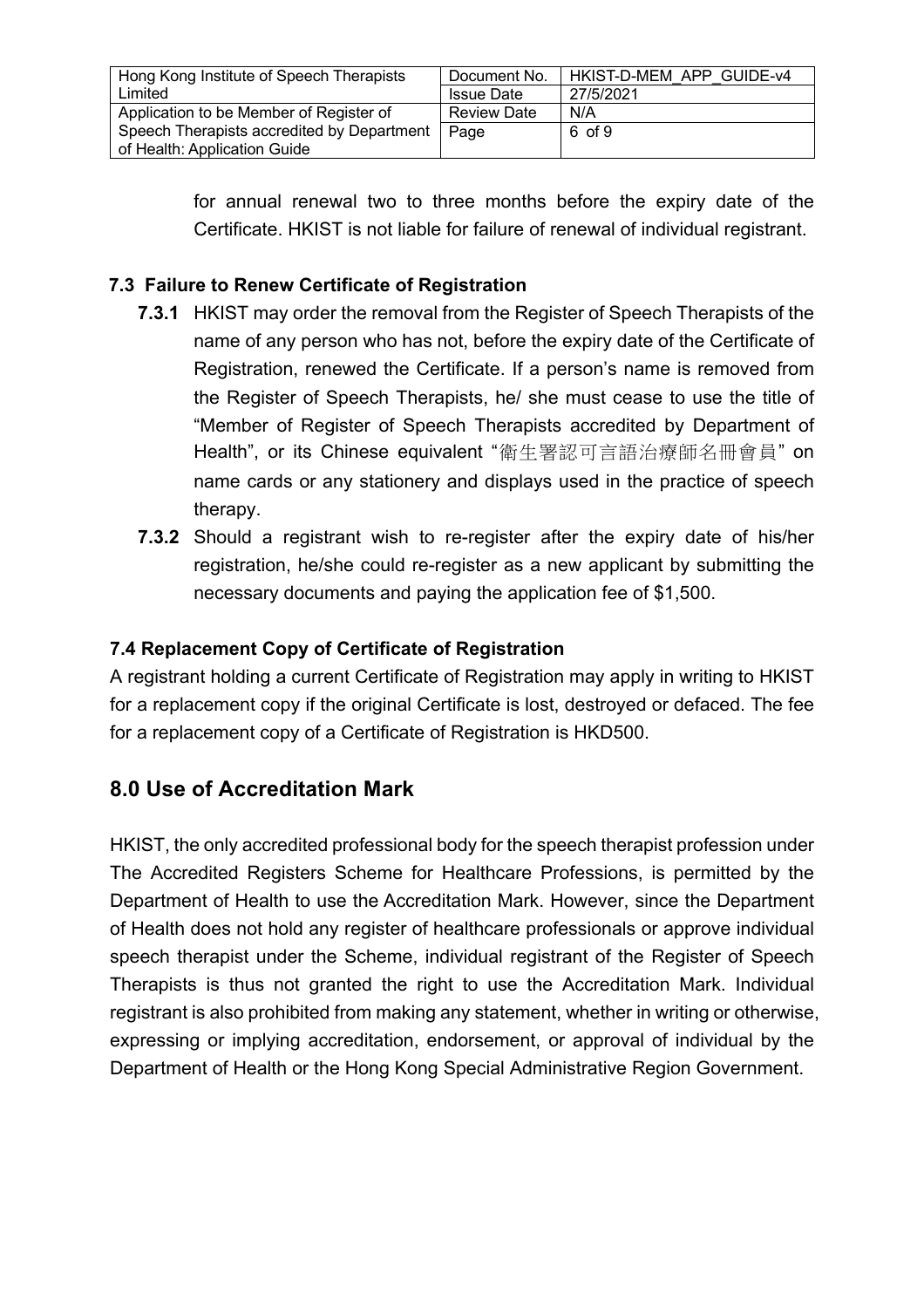for annual renewal two to three months before the expiry date of the Certificate. HKIST is not liable for failure of renewal of individual registrant.

### 7.3 Failure to Renew Certificate of Registration

**7.3.1** HKIST may order the removal from the Register of Speech Therapists of the name of any person who has not, before the expiry date of the Certificate of Registration, renewed the Certificate. If a person's name is removed from the Register of Speech Therapists, he/ she must cease to use the title of "Member of Register of Speech Therapists accredited by Department of Health", or its Chinese equivalent "衞生署認可言語治療師名冊會員" on name cards or any stationery and displays used in the practice of speech therapy.

**7.3.2** Should a registrant wish to re-register after the expiry date of his/her registration, he/she could re-register as a new applicant by submitting the necessary documents and paying the application fee of $1,500.

### 7.4 Replacement Copy of Certificate of Registration

A registrant holding a current Certificate of Registration may apply in writing to HKIST for a replacement copy if the original Certificate is lost, destroyed or defaced. The fee for a replacement copy of a Certificate of Registration is HKD500.

## 8.0 Use of Accreditation Mark

HKIST, the only accredited professional body for the speech therapist profession under The Accredited Registers Scheme for Healthcare Professions, is permitted by the Department of Health to use the Accreditation Mark. However, since the Department of Health does not hold any register of healthcare professionals or approve individual speech therapist under the Scheme, individual registrant of the Register of Speech Therapists is thus not granted the right to use the Accreditation Mark. Individual registrant is also prohibited from making any statement, whether in writing or otherwise, expressing or implying accreditation, endorsement, or approval of individual by the Department of Health or the Hong Kong Special Administrative Region Government.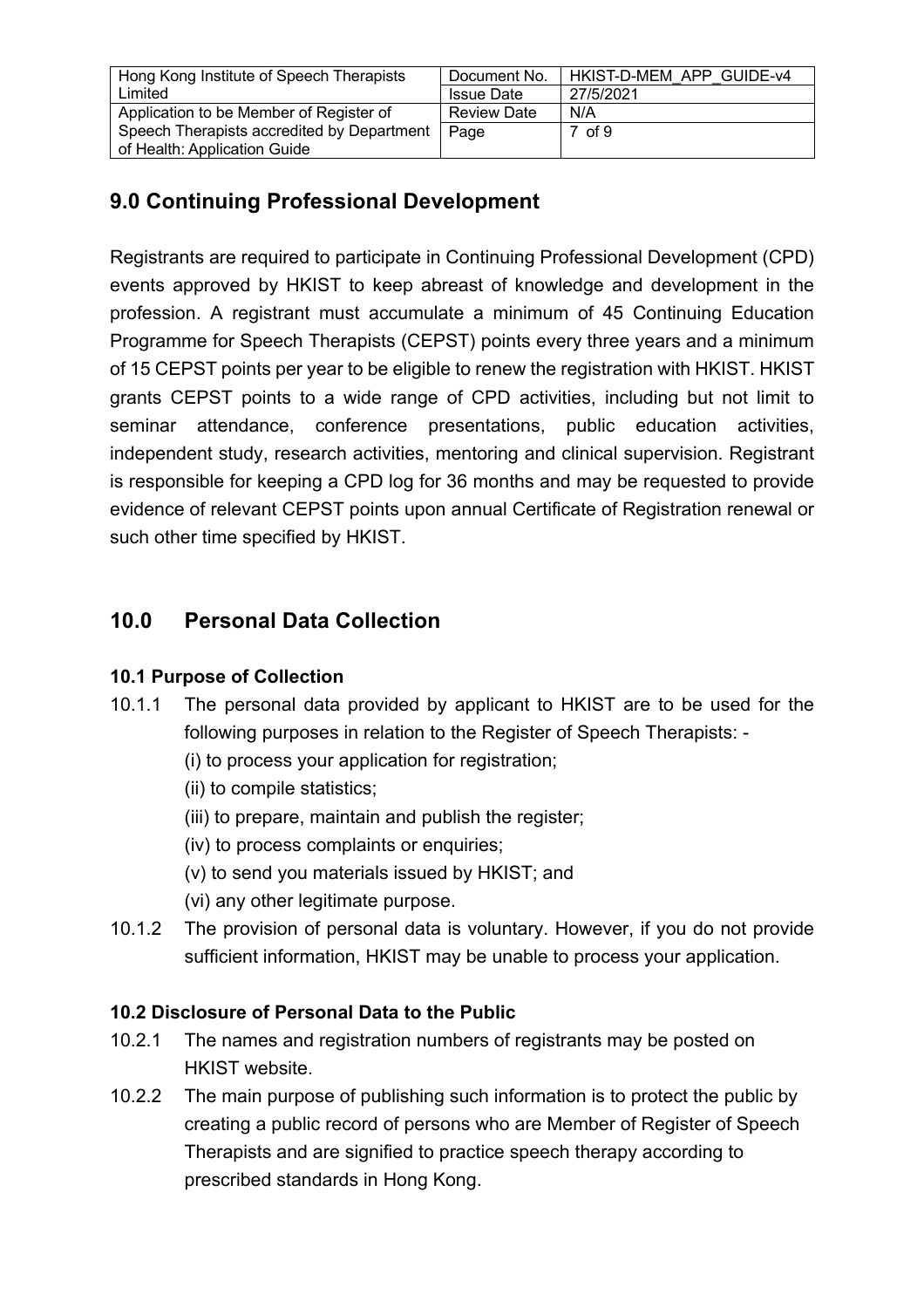## 9.0 Continuing Professional Development

Registrants are required to participate in Continuing Professional Development (CPD) events approved by HKIST to keep abreast of knowledge and development in the profession. A registrant must accumulate a minimum of 45 Continuing Education Programme for Speech Therapists (CEPST) points every three years and a minimum of 15 CEPST points per year to be eligible to renew the registration with HKIST. HKIST grants CEPST points to a wide range of CPD activities, including but not limit to seminar attendance, conference presentations, public education activities, independent study, research activities, mentoring and clinical supervision. Registrant is responsible for keeping a CPD log for 36 months and may be requested to provide evidence of relevant CEPST points upon annual Certificate of Registration renewal or such other time specified by HKIST.

## 10.0 Personal Data Collection

### 10.1 Purpose of Collection

10.1.1 The personal data provided by applicant to HKIST are to be used for the following purposes in relation to the Register of Speech Therapists: -

(i) to process your application for registration;

(ii) to compile statistics;

(iii) to prepare, maintain and publish the register;

(iv) to process complaints or enquiries;

(v) to send you materials issued by HKIST; and

(vi) any other legitimate purpose.

10.1.2 The provision of personal data is voluntary. However, if you do not provide sufficient information, HKIST may be unable to process your application.

### 10.2 Disclosure of Personal Data to the Public

10.2.1 The names and registration numbers of registrants may be posted on HKIST website.

10.2.2 The main purpose of publishing such information is to protect the public by creating a public record of persons who are Member of Register of Speech Therapists and are signified to practice speech therapy according to prescribed standards in Hong Kong.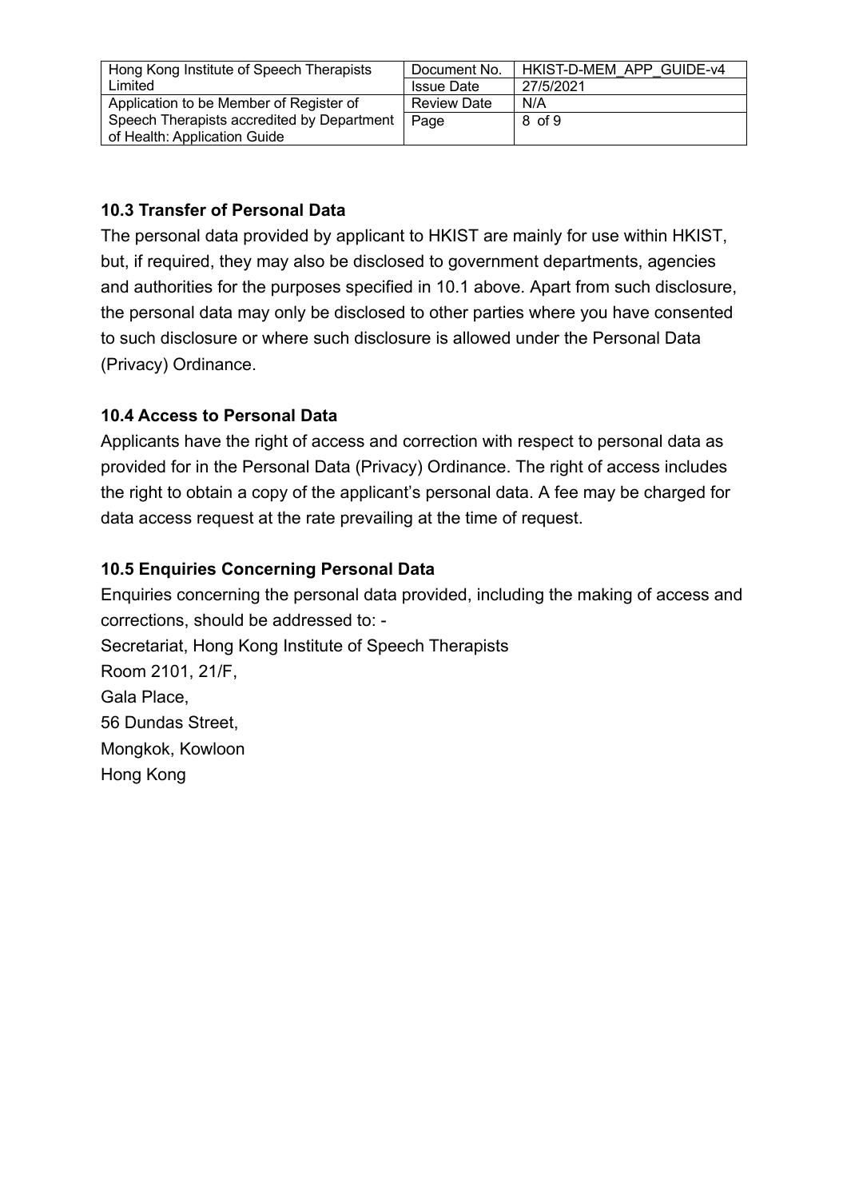### 10.3 Transfer of Personal Data

The personal data provided by applicant to HKIST are mainly for use within HKIST, but, if required, they may also be disclosed to government departments, agencies and authorities for the purposes specified in 10.1 above. Apart from such disclosure, the personal data may only be disclosed to other parties where you have consented to such disclosure or where such disclosure is allowed under the Personal Data (Privacy) Ordinance.

### 10.4 Access to Personal Data

Applicants have the right of access and correction with respect to personal data as provided for in the Personal Data (Privacy) Ordinance. The right of access includes the right to obtain a copy of the applicant's personal data. A fee may be charged for data access request at the rate prevailing at the time of request.

### 10.5 Enquiries Concerning Personal Data

Enquiries concerning the personal data provided, including the making of access and corrections, should be addressed to: -

Secretariat, Hong Kong Institute of Speech Therapists
Room 2101, 21/F,
Gala Place,
56 Dundas Street,
Mongkok, Kowloon
Hong Kong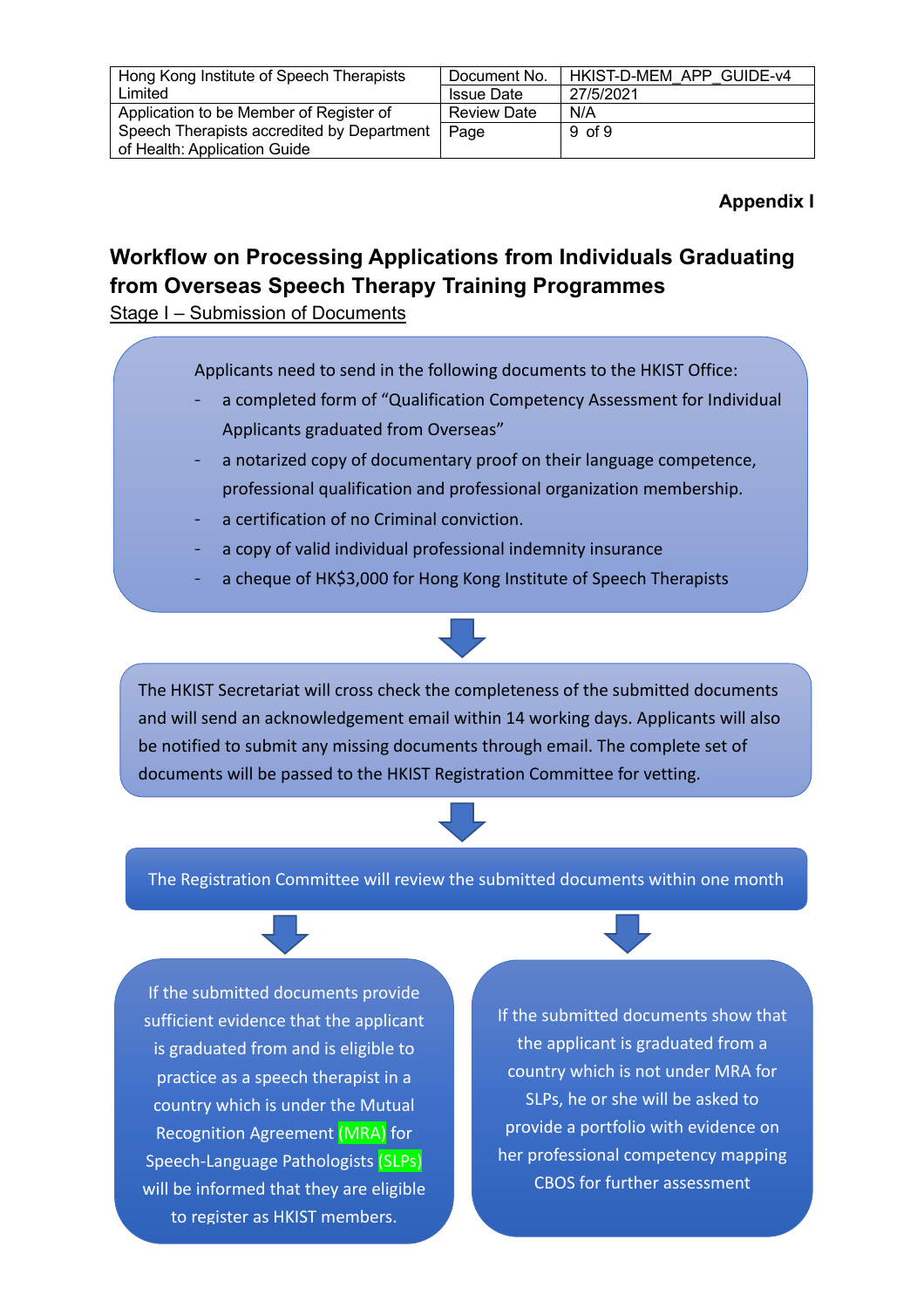**Appendix I**

## Workflow on Processing Applications from Individuals Graduating from Overseas Speech Therapy Training Programmes

Stage I – Submission of Documents

Applicants need to send in the following documents to the HKIST Office:

- a completed form of "Qualification Competency Assessment for Individual Applicants graduated from Overseas"
- a notarized copy of documentary proof on their language competence, professional qualification and professional organization membership.
- a certification of no Criminal conviction.
- a copy of valid individual professional indemnity insurance
- a cheque of HK$3,000 for Hong Kong Institute of Speech Therapists

↓

The HKIST Secretariat will cross check the completeness of the submitted documents and will send an acknowledgement email within 14 working days. Applicants will also be notified to submit any missing documents through email. The complete set of documents will be passed to the HKIST Registration Committee for vetting.

↓

The Registration Committee will review the submitted documents within one month

↓

If the submitted documents provide sufficient evidence that the applicant is graduated from and is eligible to practice as a speech therapist in a country which is under the Mutual Recognition Agreement (MRA) for Speech-Language Pathologists (SLPs) will be informed that they are eligible to register as HKIST members.

↓

If the submitted documents show that the applicant is graduated from a country which is not under MRA for SLPs, he or she will be asked to provide a portfolio with evidence on her professional competency mapping CBOS for further assessment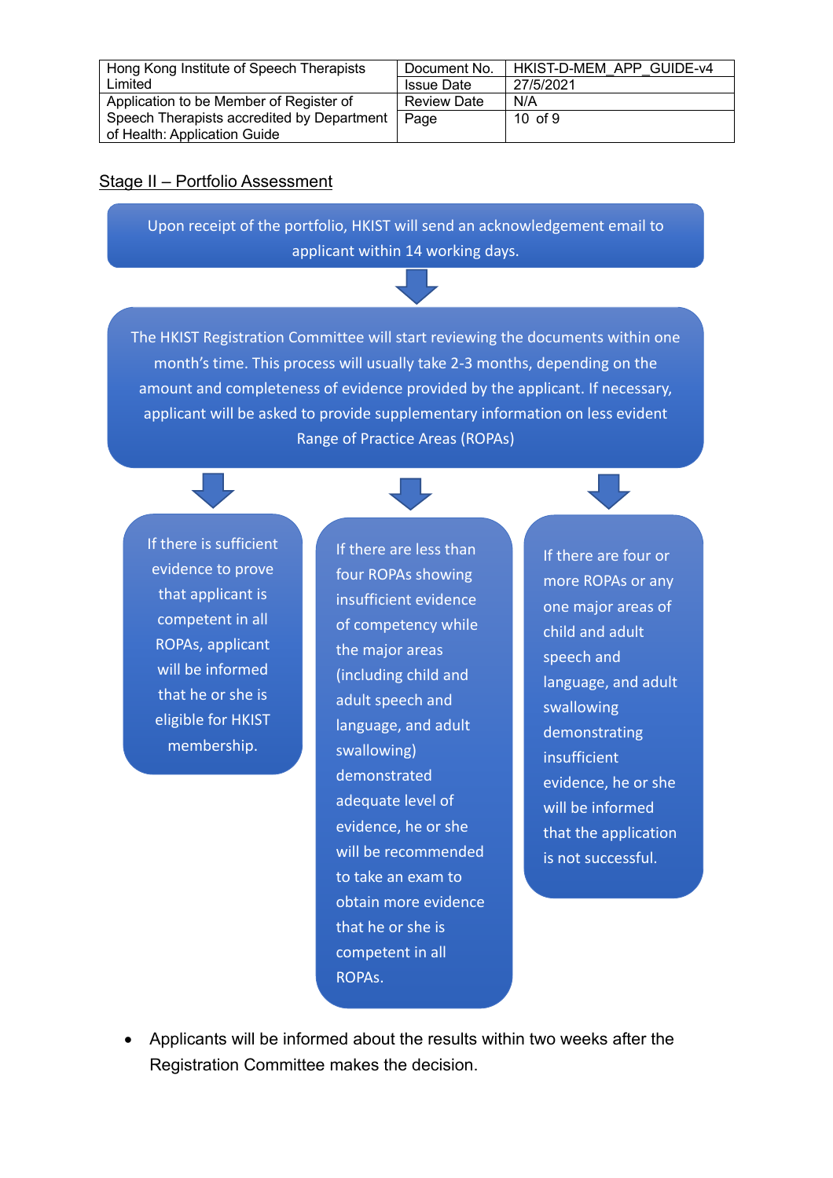## Stage II – Portfolio Assessment

Upon receipt of the portfolio, HKIST will send an acknowledgement email to applicant within 14 working days.

↓

The HKIST Registration Committee will start reviewing the documents within one month's time. This process will usually take 2-3 months, depending on the amount and completeness of evidence provided by the applicant. If necessary, applicant will be asked to provide supplementary information on less evident Range of Practice Areas (ROPAs)

↓

- If there is sufficient evidence to prove that applicant is competent in all ROPAs, applicant will be informed that he or she is eligible for HKIST membership.
- If there are less than four ROPAs showing insufficient evidence of competency while the major areas (including child and adult speech and language, and adult swallowing) demonstrated adequate level of evidence, he or she will be recommended to take an exam to obtain more evidence that he or she is competent in all ROPAs.
- If there are four or more ROPAs or any one major areas of child and adult speech and language, and adult swallowing demonstrating insufficient evidence, he or she will be informed that the application is not successful.

* Applicants will be informed about the results within two weeks after the Registration Committee makes the decision.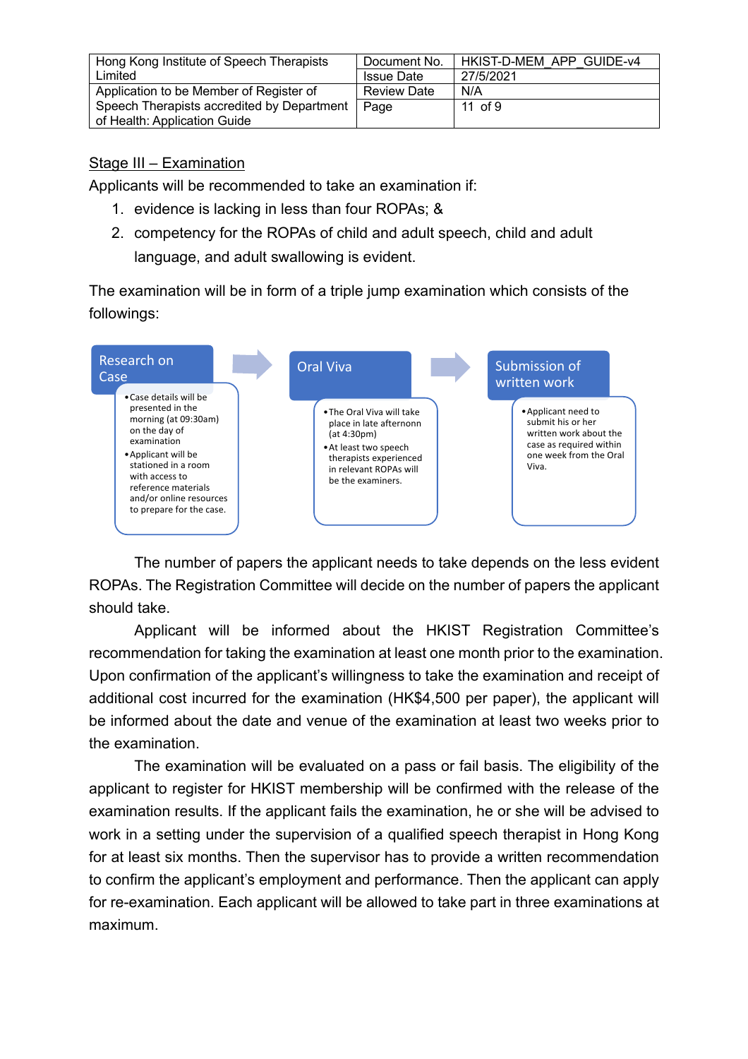## Stage III – Examination

Applicants will be recommended to take an examination if:

1. evidence is lacking in less than four ROPAs; &
2. competency for the ROPAs of child and adult speech, child and adult language, and adult swallowing is evident.

The examination will be in form of a triple jump examination which consists of the followings:

**Research on Case**

- Case details will be presented in the morning (at 09:30am) on the day of examination
- Applicant will be stationed in a room with access to reference materials and/or online resources to prepare for the case.

**Oral Viva**

- The Oral Viva will take place in late afternonn (at 4:30pm)
- At least two speech therapists experienced in relevant ROPAs will be the examiners.

**Submission of written work**

- Applicant need to submit his or her written work about the case as required within one week from the Oral Viva.

The number of papers the applicant needs to take depends on the less evident ROPAs. The Registration Committee will decide on the number of papers the applicant should take.

Applicant will be informed about the HKIST Registration Committee's recommendation for taking the examination at least one month prior to the examination. Upon confirmation of the applicant's willingness to take the examination and receipt of additional cost incurred for the examination (HK$4,500 per paper), the applicant will be informed about the date and venue of the examination at least two weeks prior to the examination.

The examination will be evaluated on a pass or fail basis. The eligibility of the applicant to register for HKIST membership will be confirmed with the release of the examination results. If the applicant fails the examination, he or she will be advised to work in a setting under the supervision of a qualified speech therapist in Hong Kong for at least six months. Then the supervisor has to provide a written recommendation to confirm the applicant's employment and performance. Then the applicant can apply for re-examination. Each applicant will be allowed to take part in three examinations at maximum.